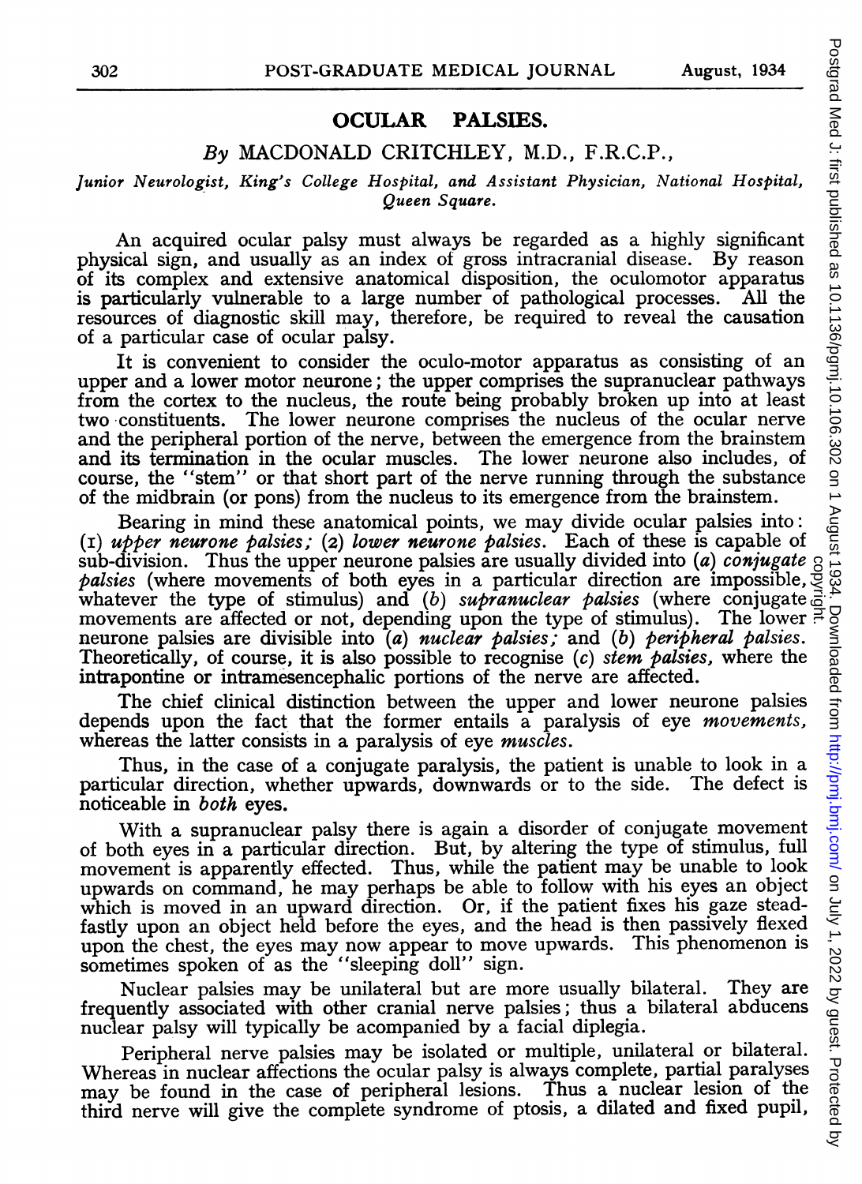# OCULAR PALSIES.

*By* MACDONALD CRITCHLEY, M.D., F.R.C.P.,

*Junior Neurologist, King's College Hospital, and Assistant Physician, National Hospital, Queen Square.*

An acquired ocular palsy must always be regarded as a highly significant physical sign, and usually as an index of gross intracranial disease. By reason of its complex and extensive anatomical disposition, the oculomotor apparatus is particularly vulnerable to a large number of pathological processes. All the resources of diagnostic skill may, therefore, be required to reveal the causation of a particular case of ocular palsy.

It is convenient to consider the oculo-motor apparatus as consisting of an upper and a lower motor neurone; the upper comprises the supranuclear pathways from the cortex to the nucleus, the route being probably broken up into at least two constituents. The lower neurone comprises the nucleus of the ocular nerve and the peripheral portion of the nerve, between the emergence from the brainstem and its termination in the ocular muscles. The lower neurone also includes, of course, the "stem" or that short part of the nerve running through the substance of the midbrain (or pons) from the nucleus to its emergence from the brainstem.

Bearing in mind these anatomical points, we may divide ocular palsies into: (1) *upper neurone palsies;* (2) *lower neurone palsies.* Each of these is capable of sub-division. Thus the upper neurone palsies are usually divided into (*a*) *conjugate palsies* (where movements of both eyes in a particular direction are impossible, whatever the type of stimulus) and (*b*) *supranuclear palsies* (where conjugate movements are affected or not, depending upon the type of stimulus). The lower neurone palsies are divisible into (*a*) *nuclear palsies;* and (*b*) *peripheral palsies.* Theoretically, of course, it is also possible to recognise (*c*) *stem palsies,* where the intrapontine or intramesencephalic portions of the nerve are affected.

The chief clinical distinction between the upper and lower neurone palsies depends upon the fact that the former entails a paralysis of eye *movements,* whereas the latter consists in a paralysis of eye *muscles.*

Thus, in the case of a conjugate paralysis, the patient is unable to look in a particular direction, whether upwards, downwards or to the side. The defect is noticeable in *both* eyes.

With a supranuclear palsy there is again a disorder of conjugate movement of both eyes in a particular direction. But, by altering the type of stimulus, full movement is apparently effected. Thus, while the patient may be unable to look upwards on command, he may perhaps be able to follow with his eyes an object which is moved in an upward direction. Or, if the patient fixes his gaze steadfastly upon an object held before the eyes, and the head is then passively flexed upon the chest, the eyes may now appear to move upwards. This phenomenon is sometimes spoken of as the "sleeping doll" sign.

Nuclear palsies may be unilateral but are more usually bilateral. They are frequently associated with other cranial nerve palsies; thus a bilateral abducens nuclear palsy will typically be acompanied by a facial diplegia.

Peripheral nerve palsies may be isolated or multiple, unilateral or bilateral. Whereas in nuclear affections the ocular palsy is always complete, partial paralyses may be found in the case of peripheral lesions. Thus a nuclear lesion of the third nerve will give the complete syndrome of ptosis, a dilated and fixed pupil,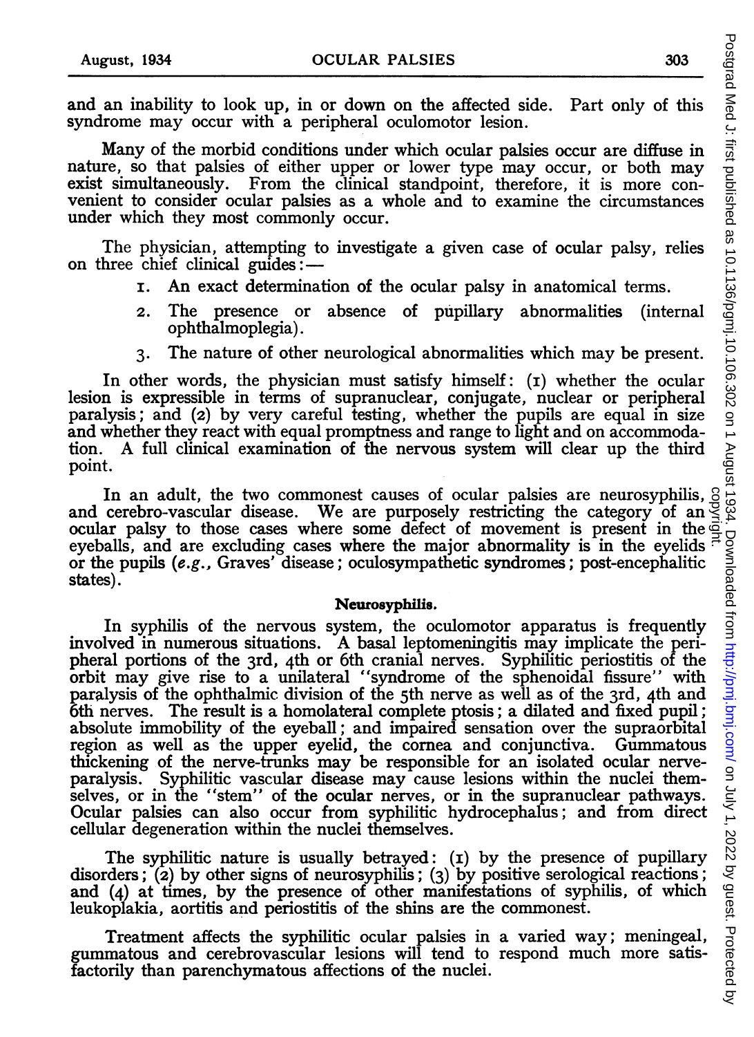and an inability to look up, in or down on the affected side. Part only of this syndrome may occur with a peripheral oculomotor lesion.

Many of the morbid conditions under which ocular palsies occur are diffuse in nature, so that palsies of either upper or lower type may occur, or both may exist simultaneously. From the clinical standpoint, therefore, it is more convenient to consider ocular palsies as a whole and to examine the circumstances under which they most commonly occur.

The physician, attempting to investigate a given case of ocular palsy, relies on three chief clinical guides:—

1. An exact determination of the ocular palsy in anatomical terms.
2. The presence or absence of pupillary abnormalities (internal ophthalmoplegia).
3. The nature of other neurological abnormalities which may be present.

In other words, the physician must satisfy himself: (1) whether the ocular lesion is expressible in terms of supranuclear, conjugate, nuclear or peripheral paralysis; and (2) by very careful testing, whether the pupils are equal in size and whether they react with equal promptness and range to light and on accommodation. A full clinical examination of the nervous system will clear up the third point.

In an adult, the two commonest causes of ocular palsies are neurosyphilis, and cerebro-vascular disease. We are purposely restricting the category of an ocular palsy to those cases where some defect of movement is present in the eyeballs, and are excluding cases where the major abnormality is in the eyelids or the pupils (*e.g.*, Graves' disease; oculosympathetic syndromes; post-encephalitic states).

### Neurosyphilis.

In syphilis of the nervous system, the oculomotor apparatus is frequently involved in numerous situations. A basal leptomeningitis may implicate the peripheral portions of the 3rd, 4th or 6th cranial nerves. Syphilitic periostitis of the orbit may give rise to a unilateral "syndrome of the sphenoidal fissure" with paralysis of the ophthalmic division of the 5th nerve as well as of the 3rd, 4th and 6th nerves. The result is a homolateral complete ptosis; a dilated and fixed pupil; absolute immobility of the eyeball; and impaired sensation over the supraorbital region as well as the upper eyelid, the cornea and conjunctiva. Gummatous thickening of the nerve-trunks may be responsible for an isolated ocular nerve-paralysis. Syphilitic vascular disease may cause lesions within the nuclei themselves, or in the "stem" of the ocular nerves, or in the supranuclear pathways. Ocular palsies can also occur from syphilitic hydrocephalus; and from direct cellular degeneration within the nuclei themselves.

The syphilitic nature is usually betrayed: (1) by the presence of pupillary disorders; (2) by other signs of neurosyphilis; (3) by positive serological reactions; and (4) at times, by the presence of other manifestations of syphilis, of which leukoplakia, aortitis and periostitis of the shins are the commonest.

Treatment affects the syphilitic ocular palsies in a varied way; meningeal, gummatous and cerebrovascular lesions will tend to respond much more satisfactorily than parenchymatous affections of the nuclei.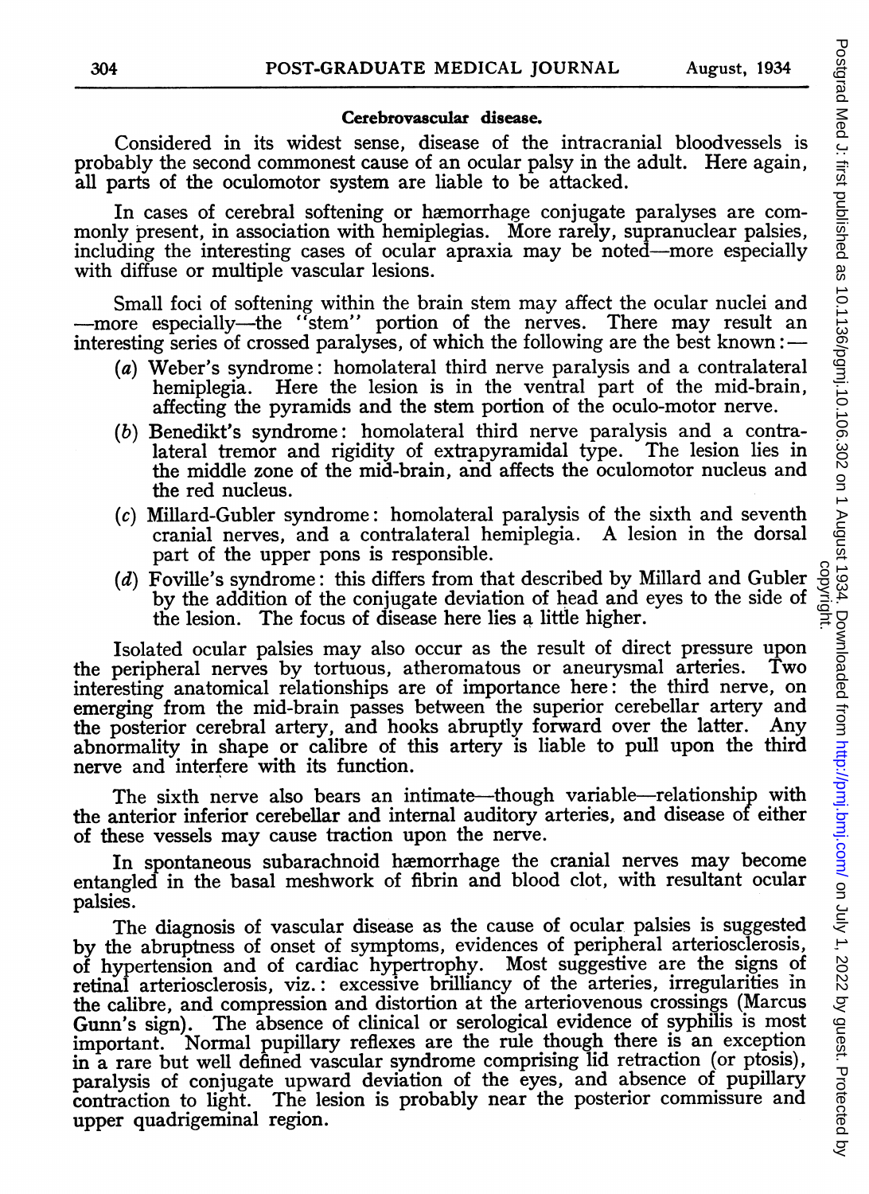**Cerebrovascular disease.**

Considered in its widest sense, disease of the intracranial bloodvessels is probably the second commonest cause of an ocular palsy in the adult. Here again, all parts of the oculomotor system are liable to be attacked.

In cases of cerebral softening or hæmorrhage conjugate paralyses are commonly present, in association with hemiplegias. More rarely, supranuclear palsies, including the interesting cases of ocular apraxia may be noted—more especially with diffuse or multiple vascular lesions.

Small foci of softening within the brain stem may affect the ocular nuclei and —more especially—the "stem" portion of the nerves. There may result an interesting series of crossed paralyses, of which the following are the best known:—

(*a*) Weber's syndrome: homolateral third nerve paralysis and a contralateral hemiplegia. Here the lesion is in the ventral part of the mid-brain, affecting the pyramids and the stem portion of the oculo-motor nerve.

(*b*) Benedikt's syndrome: homolateral third nerve paralysis and a contralateral tremor and rigidity of extrapyramidal type. The lesion lies in the middle zone of the mid-brain, and affects the oculomotor nucleus and the red nucleus.

(*c*) Millard-Gubler syndrome: homolateral paralysis of the sixth and seventh cranial nerves, and a contralateral hemiplegia. A lesion in the dorsal part of the upper pons is responsible.

(*d*) Foville's syndrome: this differs from that described by Millard and Gubler by the addition of the conjugate deviation of head and eyes to the side of the lesion. The focus of disease here lies a little higher.

Isolated ocular palsies may also occur as the result of direct pressure upon the peripheral nerves by tortuous, atheromatous or aneurysmal arteries. Two interesting anatomical relationships are of importance here: the third nerve, on emerging from the mid-brain passes between the superior cerebellar artery and the posterior cerebral artery, and hooks abruptly forward over the latter. Any abnormality in shape or calibre of this artery is liable to pull upon the third nerve and interfere with its function.

The sixth nerve also bears an intimate—though variable—relationship with the anterior inferior cerebellar and internal auditory arteries, and disease of either of these vessels may cause traction upon the nerve.

In spontaneous subarachnoid hæmorrhage the cranial nerves may become entangled in the basal meshwork of fibrin and blood clot, with resultant ocular palsies.

The diagnosis of vascular disease as the cause of ocular palsies is suggested by the abruptness of onset of symptoms, evidences of peripheral arteriosclerosis, of hypertension and of cardiac hypertrophy. Most suggestive are the signs of retinal arteriosclerosis, viz.: excessive brilliancy of the arteries, irregularities in the calibre, and compression and distortion at the arteriovenous crossings (Marcus Gunn's sign). The absence of clinical or serological evidence of syphilis is most important. Normal pupillary reflexes are the rule though there is an exception in a rare but well defined vascular syndrome comprising lid retraction (or ptosis), paralysis of conjugate upward deviation of the eyes, and absence of pupillary contraction to light. The lesion is probably near the posterior commissure and upper quadrigeminal region.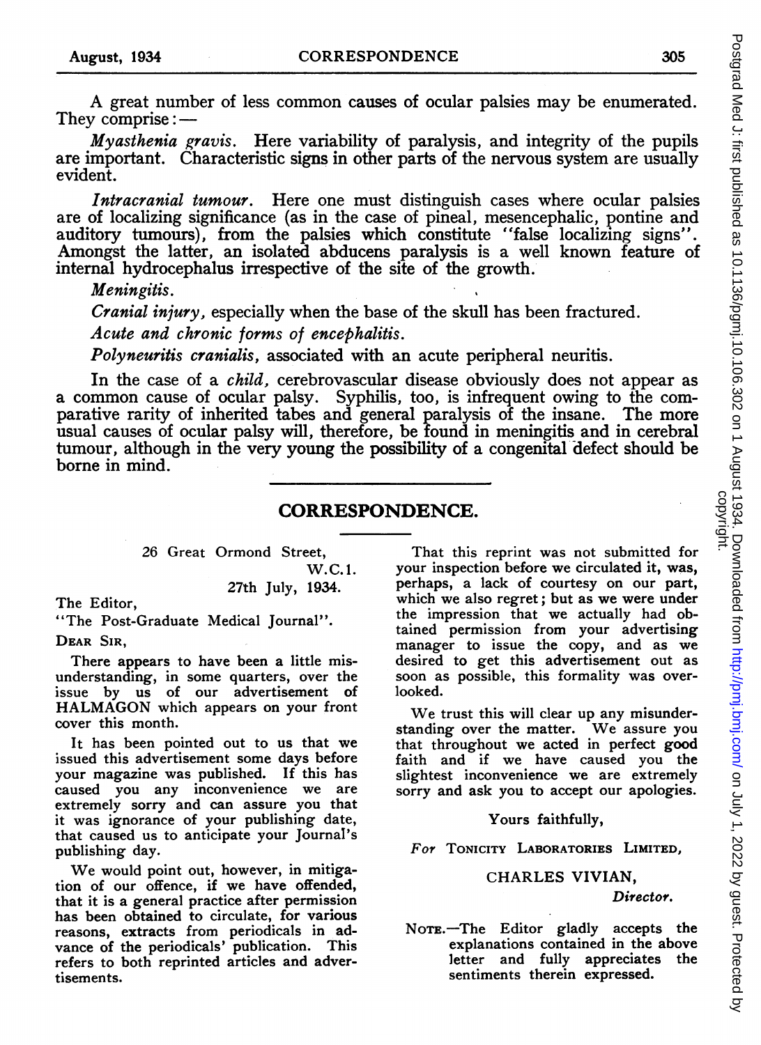A great number of less common causes of ocular palsies may be enumerated. They comprise:—

*Myasthenia gravis*. Here variability of paralysis, and integrity of the pupils are important. Characteristic signs in other parts of the nervous system are usually evident.

*Intracranial tumour*. Here one must distinguish cases where ocular palsies are of localizing significance (as in the case of pineal, mesencephalic, pontine and auditory tumours), from the palsies which constitute "false localizing signs". Amongst the latter, an isolated abducens paralysis is a well known feature of internal hydrocephalus irrespective of the site of the growth.

*Meningitis*.

*Cranial injury*, especially when the base of the skull has been fractured.

*Acute and chronic forms of encephalitis*.

*Polyneuritis cranialis*, associated with an acute peripheral neuritis.

In the case of a *child*, cerebrovascular disease obviously does not appear as a common cause of ocular palsy. Syphilis, too, is infrequent owing to the comparative rarity of inherited tabes and general paralysis of the insane. The more usual causes of ocular palsy will, therefore, be found in meningitis and in cerebral tumour, although in the very young the possibility of a congenital defect should be borne in mind.

## CORRESPONDENCE.

26 Great Ormond Street,
W.C.1.
27th July, 1934.

The Editor,
"The Post-Graduate Medical Journal".

DEAR SIR,

There appears to have been a little misunderstanding, in some quarters, over the issue by us of our advertisement of HALMAGON which appears on your front cover this month.

It has been pointed out to us that we issued this advertisement some days before your magazine was published. If this has caused you any inconvenience we are extremely sorry and can assure you that it was ignorance of your publishing date, that caused us to anticipate your Journal's publishing day.

We would point out, however, in mitigation of our offence, if we have offended, that it is a general practice after permission has been obtained to circulate, for various reasons, extracts from periodicals in advance of the periodicals' publication. This refers to both reprinted articles and advertisements.

That this reprint was not submitted for your inspection before we circulated it, was, perhaps, a lack of courtesy on our part, which we also regret; but as we were under the impression that we actually had obtained permission from your advertising manager to issue the copy, and as we desired to get this advertisement out as soon as possible, this formality was overlooked.

We trust this will clear up any misunderstanding over the matter. We assure you that throughout we acted in perfect good faith and if we have caused you the slightest inconvenience we are extremely sorry and ask you to accept our apologies.

Yours faithfully,

*For* TONICITY LABORATORIES LIMITED,

CHARLES VIVIAN,
*Director*.

NOTE.—The Editor gladly accepts the explanations contained in the above letter and fully appreciates the sentiments therein expressed.